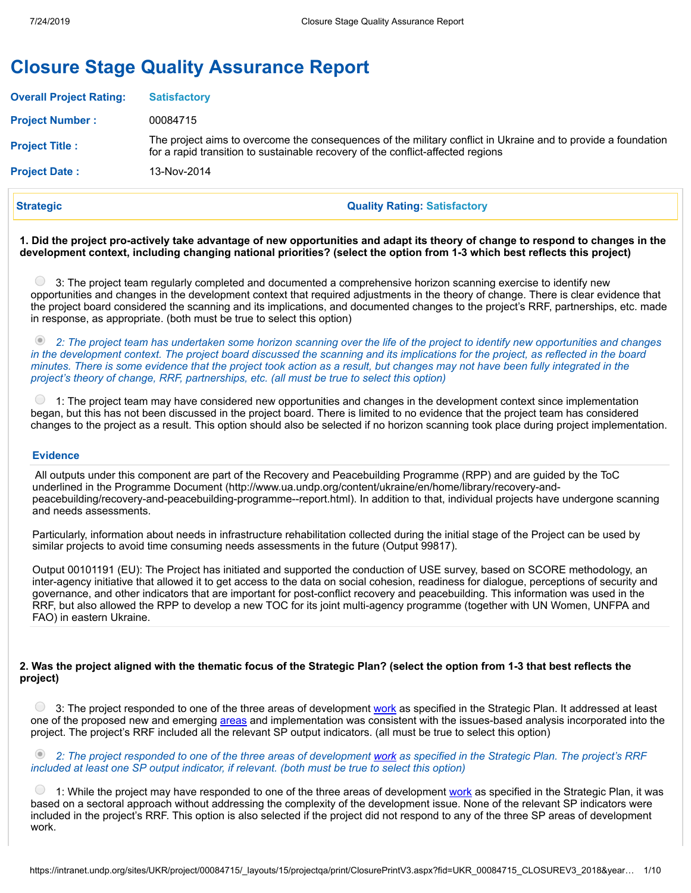# Closure Stage Quality Assurance Report

| | |
|---|---|
| **Overall Project Rating:** | Satisfactory |
| **Project Number :** | 00084715 |
| **Project Title :** | The project aims to overcome the consequences of the military conflict in Ukraine and to provide a foundation for a rapid transition to sustainable recovery of the conflict-affected regions |
| **Project Date :** | 13-Nov-2014 |

## Strategic — Quality Rating: Satisfactory

**1. Did the project pro-actively take advantage of new opportunities and adapt its theory of change to respond to changes in the development context, including changing national priorities? (select the option from 1-3 which best reflects this project)**

- ○ 3: The project team regularly completed and documented a comprehensive horizon scanning exercise to identify new opportunities and changes in the development context that required adjustments in the theory of change. There is clear evidence that the project board considered the scanning and its implications, and documented changes to the project's RRF, partnerships, etc. made in response, as appropriate. (both must be true to select this option)
- ◉ *2: The project team has undertaken some horizon scanning over the life of the project to identify new opportunities and changes in the development context. The project board discussed the scanning and its implications for the project, as reflected in the board minutes. There is some evidence that the project took action as a result, but changes may not have been fully integrated in the project's theory of change, RRF, partnerships, etc. (all must be true to select this option)*
- ○ 1: The project team may have considered new opportunities and changes in the development context since implementation began, but this has not been discussed in the project board. There is limited to no evidence that the project team has considered changes to the project as a result. This option should also be selected if no horizon scanning took place during project implementation.

### Evidence

All outputs under this component are part of the Recovery and Peacebuilding Programme (RPP) and are guided by the ToC underlined in the Programme Document (http://www.ua.undp.org/content/ukraine/en/home/library/recovery-and-peacebuilding/recovery-and-peacebuilding-programme--report.html). In addition to that, individual projects have undergone scanning and needs assessments.

Particularly, information about needs in infrastructure rehabilitation collected during the initial stage of the Project can be used by similar projects to avoid time consuming needs assessments in the future (Output 99817).

Output 00101191 (EU): The Project has initiated and supported the conduction of USE survey, based on SCORE methodology, an inter-agency initiative that allowed it to get access to the data on social cohesion, readiness for dialogue, perceptions of security and governance, and other indicators that are important for post-conflict recovery and peacebuilding. This information was used in the RRF, but also allowed the RPP to develop a new TOC for its joint multi-agency programme (together with UN Women, UNFPA and FAO) in eastern Ukraine.

**2. Was the project aligned with the thematic focus of the Strategic Plan? (select the option from 1-3 that best reflects the project)**

- ○ 3: The project responded to one of the three areas of development work as specified in the Strategic Plan. It addressed at least one of the proposed new and emerging areas and implementation was consistent with the issues-based analysis incorporated into the project. The project's RRF included all the relevant SP output indicators. (all must be true to select this option)
- ◉ *2: The project responded to one of the three areas of development work as specified in the Strategic Plan. The project's RRF included at least one SP output indicator, if relevant. (both must be true to select this option)*
- ○ 1: While the project may have responded to one of the three areas of development work as specified in the Strategic Plan, it was based on a sectoral approach without addressing the complexity of the development issue. None of the relevant SP indicators were included in the project's RRF. This option is also selected if the project did not respond to any of the three SP areas of development work.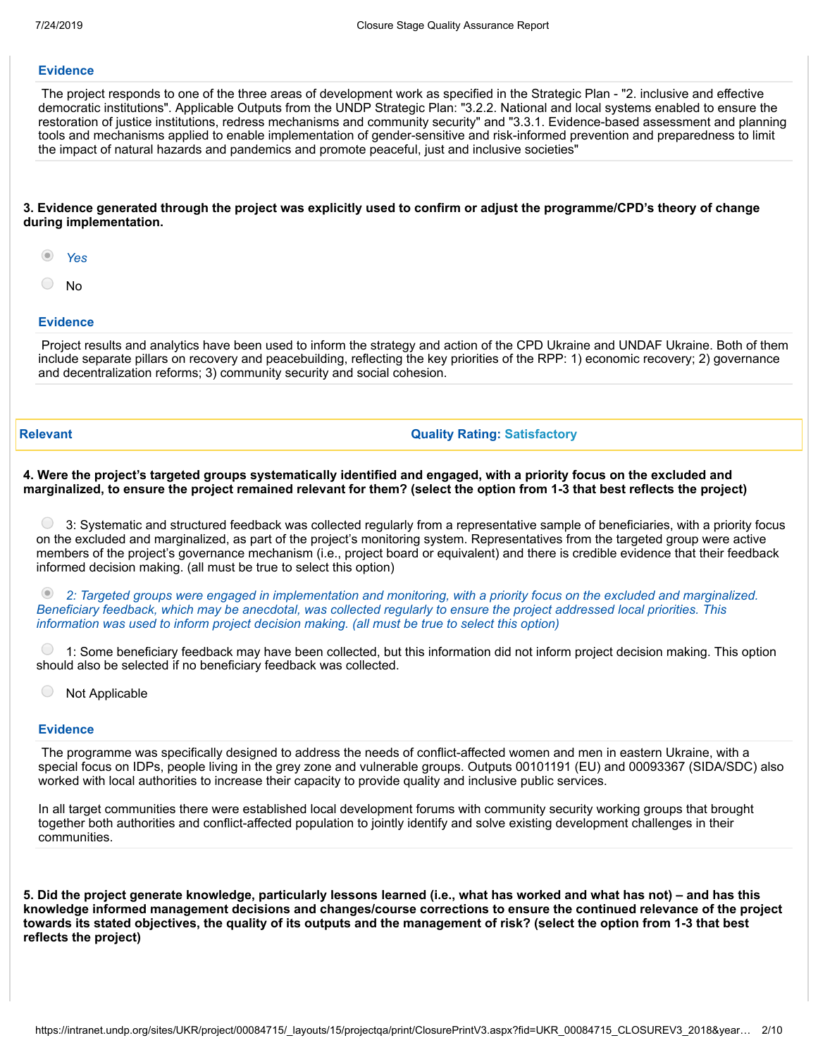**Evidence**

The project responds to one of the three areas of development work as specified in the Strategic Plan - "2. inclusive and effective democratic institutions". Applicable Outputs from the UNDP Strategic Plan: "3.2.2. National and local systems enabled to ensure the restoration of justice institutions, redress mechanisms and community security" and "3.3.1. Evidence-based assessment and planning tools and mechanisms applied to enable implementation of gender-sensitive and risk-informed prevention and preparedness to limit the impact of natural hazards and pandemics and promote peaceful, just and inclusive societies"

**3. Evidence generated through the project was explicitly used to confirm or adjust the programme/CPD's theory of change during implementation.**

- (selected) *Yes*
- No

**Evidence**

Project results and analytics have been used to inform the strategy and action of the CPD Ukraine and UNDAF Ukraine. Both of them include separate pillars on recovery and peacebuilding, reflecting the key priorities of the RPP: 1) economic recovery; 2) governance and decentralization reforms; 3) community security and social cohesion.

| **Relevant** | **Quality Rating: Satisfactory** |
|---|---|

**4. Were the project's targeted groups systematically identified and engaged, with a priority focus on the excluded and marginalized, to ensure the project remained relevant for them? (select the option from 1-3 that best reflects the project)**

- 3: Systematic and structured feedback was collected regularly from a representative sample of beneficiaries, with a priority focus on the excluded and marginalized, as part of the project's monitoring system. Representatives from the targeted group were active members of the project's governance mechanism (i.e., project board or equivalent) and there is credible evidence that their feedback informed decision making. (all must be true to select this option)
- (selected) *2: Targeted groups were engaged in implementation and monitoring, with a priority focus on the excluded and marginalized. Beneficiary feedback, which may be anecdotal, was collected regularly to ensure the project addressed local priorities. This information was used to inform project decision making. (all must be true to select this option)*
- 1: Some beneficiary feedback may have been collected, but this information did not inform project decision making. This option should also be selected if no beneficiary feedback was collected.
- Not Applicable

**Evidence**

The programme was specifically designed to address the needs of conflict-affected women and men in eastern Ukraine, with a special focus on IDPs, people living in the grey zone and vulnerable groups. Outputs 00101191 (EU) and 00093367 (SIDA/SDC) also worked with local authorities to increase their capacity to provide quality and inclusive public services.

In all target communities there were established local development forums with community security working groups that brought together both authorities and conflict-affected population to jointly identify and solve existing development challenges in their communities.

**5. Did the project generate knowledge, particularly lessons learned (i.e., what has worked and what has not) – and has this knowledge informed management decisions and changes/course corrections to ensure the continued relevance of the project towards its stated objectives, the quality of its outputs and the management of risk? (select the option from 1-3 that best reflects the project)**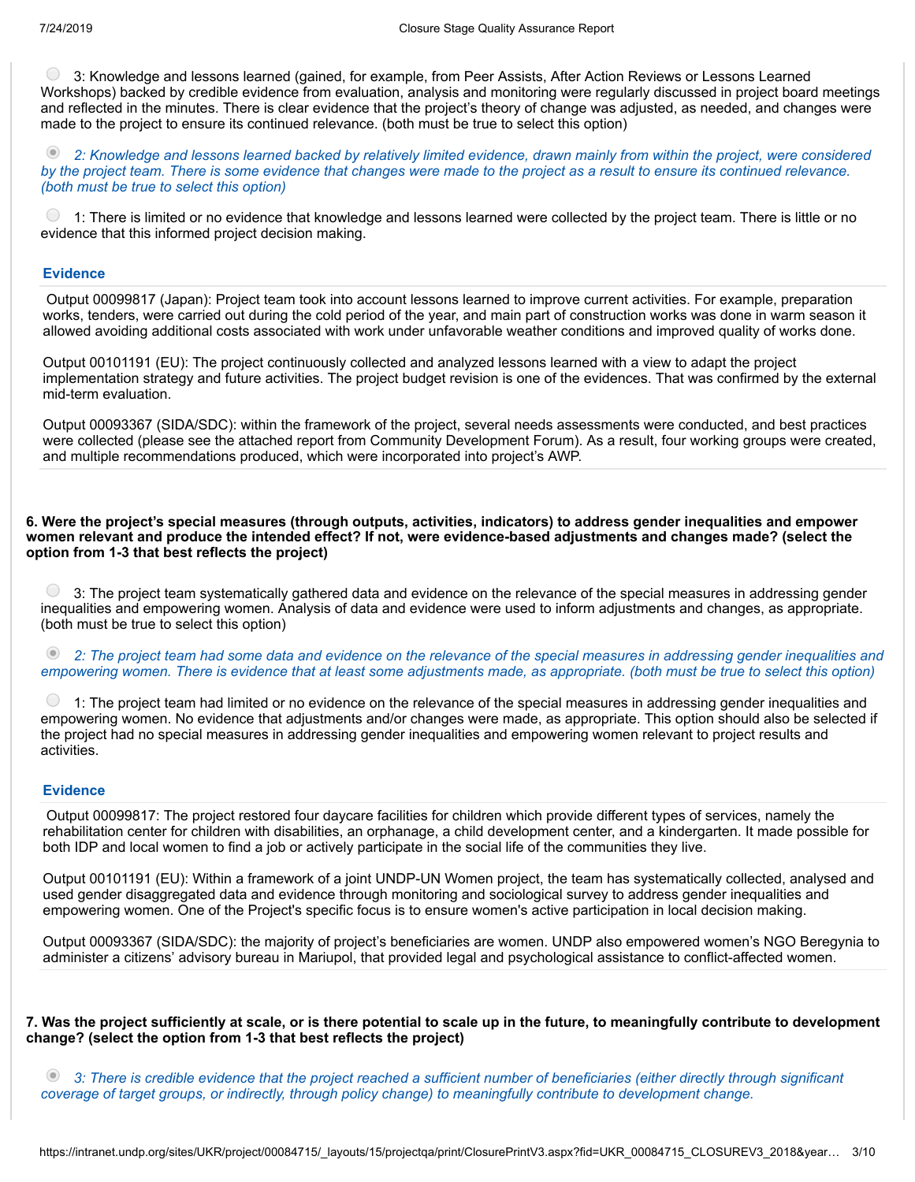3: Knowledge and lessons learned (gained, for example, from Peer Assists, After Action Reviews or Lessons Learned Workshops) backed by credible evidence from evaluation, analysis and monitoring were regularly discussed in project board meetings and reflected in the minutes. There is clear evidence that the project's theory of change was adjusted, as needed, and changes were made to the project to ensure its continued relevance. (both must be true to select this option)

*2: Knowledge and lessons learned backed by relatively limited evidence, drawn mainly from within the project, were considered by the project team. There is some evidence that changes were made to the project as a result to ensure its continued relevance. (both must be true to select this option)*

1: There is limited or no evidence that knowledge and lessons learned were collected by the project team. There is little or no evidence that this informed project decision making.

### Evidence

Output 00099817 (Japan): Project team took into account lessons learned to improve current activities. For example, preparation works, tenders, were carried out during the cold period of the year, and main part of construction works was done in warm season it allowed avoiding additional costs associated with work under unfavorable weather conditions and improved quality of works done.

Output 00101191 (EU): The project continuously collected and analyzed lessons learned with a view to adapt the project implementation strategy and future activities. The project budget revision is one of the evidences. That was confirmed by the external mid-term evaluation.

Output 00093367 (SIDA/SDC): within the framework of the project, several needs assessments were conducted, and best practices were collected (please see the attached report from Community Development Forum). As a result, four working groups were created, and multiple recommendations produced, which were incorporated into project's AWP.

**6. Were the project's special measures (through outputs, activities, indicators) to address gender inequalities and empower women relevant and produce the intended effect? If not, were evidence-based adjustments and changes made? (select the option from 1-3 that best reflects the project)**

3: The project team systematically gathered data and evidence on the relevance of the special measures in addressing gender inequalities and empowering women. Analysis of data and evidence were used to inform adjustments and changes, as appropriate. (both must be true to select this option)

*2: The project team had some data and evidence on the relevance of the special measures in addressing gender inequalities and empowering women. There is evidence that at least some adjustments made, as appropriate. (both must be true to select this option)*

1: The project team had limited or no evidence on the relevance of the special measures in addressing gender inequalities and empowering women. No evidence that adjustments and/or changes were made, as appropriate. This option should also be selected if the project had no special measures in addressing gender inequalities and empowering women relevant to project results and activities.

### Evidence

Output 00099817: The project restored four daycare facilities for children which provide different types of services, namely the rehabilitation center for children with disabilities, an orphanage, a child development center, and a kindergarten. It made possible for both IDP and local women to find a job or actively participate in the social life of the communities they live.

Output 00101191 (EU): Within a framework of a joint UNDP-UN Women project, the team has systematically collected, analysed and used gender disaggregated data and evidence through monitoring and sociological survey to address gender inequalities and empowering women. One of the Project's specific focus is to ensure women's active participation in local decision making.

Output 00093367 (SIDA/SDC): the majority of project's beneficiaries are women. UNDP also empowered women's NGO Beregynia to administer a citizens' advisory bureau in Mariupol, that provided legal and psychological assistance to conflict-affected women.

**7. Was the project sufficiently at scale, or is there potential to scale up in the future, to meaningfully contribute to development change? (select the option from 1-3 that best reflects the project)**

*3: There is credible evidence that the project reached a sufficient number of beneficiaries (either directly through significant coverage of target groups, or indirectly, through policy change) to meaningfully contribute to development change.*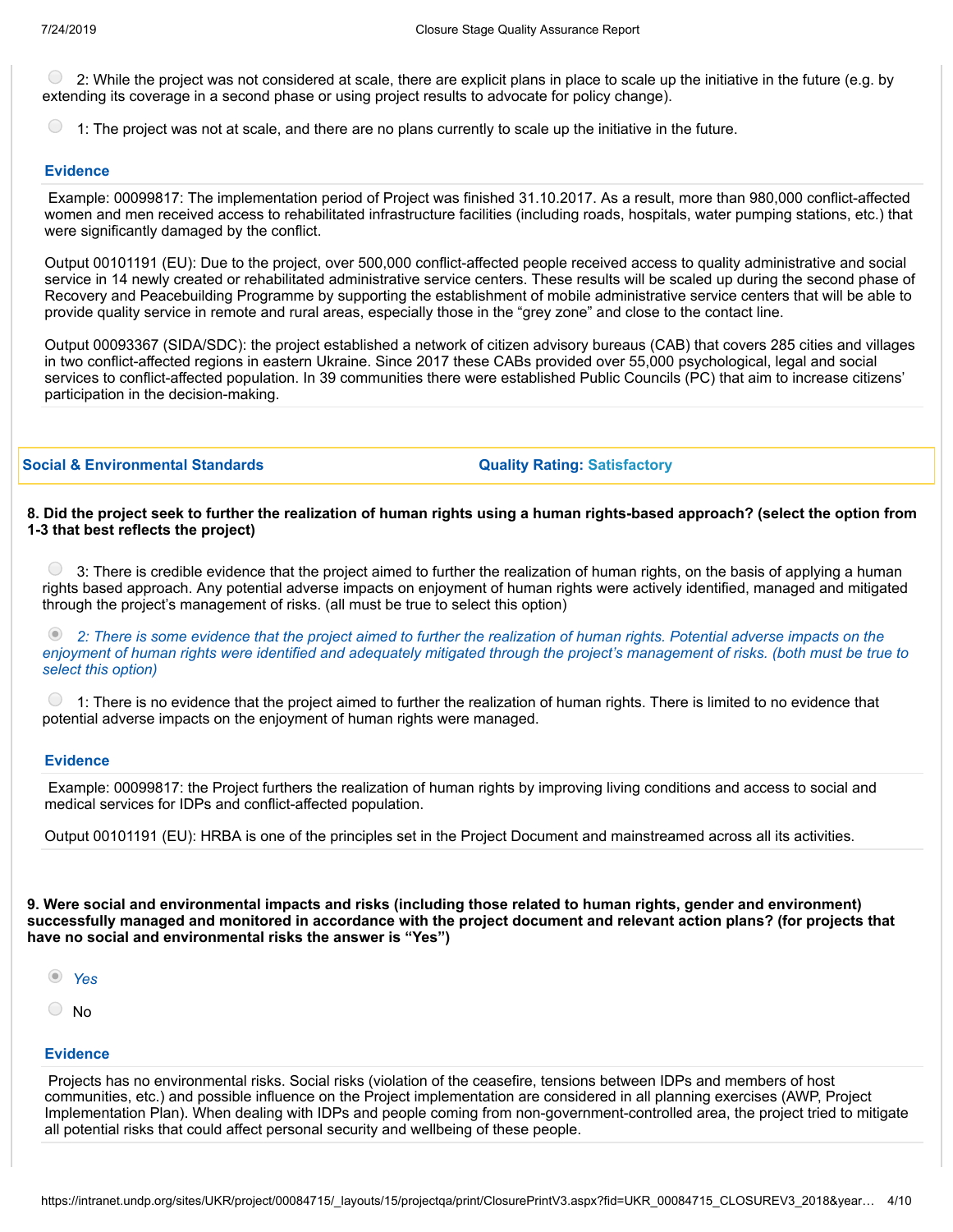- 2: While the project was not considered at scale, there are explicit plans in place to scale up the initiative in the future (e.g. by extending its coverage in a second phase or using project results to advocate for policy change).
- 1: The project was not at scale, and there are no plans currently to scale up the initiative in the future.

**Evidence**

Example: 00099817: The implementation period of Project was finished 31.10.2017. As a result, more than 980,000 conflict-affected women and men received access to rehabilitated infrastructure facilities (including roads, hospitals, water pumping stations, etc.) that were significantly damaged by the conflict.

Output 00101191 (EU): Due to the project, over 500,000 conflict-affected people received access to quality administrative and social service in 14 newly created or rehabilitated administrative service centers. These results will be scaled up during the second phase of Recovery and Peacebuilding Programme by supporting the establishment of mobile administrative service centers that will be able to provide quality service in remote and rural areas, especially those in the "grey zone" and close to the contact line.

Output 00093367 (SIDA/SDC): the project established a network of citizen advisory bureaus (CAB) that covers 285 cities and villages in two conflict-affected regions in eastern Ukraine. Since 2017 these CABs provided over 55,000 psychological, legal and social services to conflict-affected population. In 39 communities there were established Public Councils (PC) that aim to increase citizens' participation in the decision-making.

| **Social & Environmental Standards** | **Quality Rating: Satisfactory** |
|---|---|

**8. Did the project seek to further the realization of human rights using a human rights-based approach? (select the option from 1-3 that best reflects the project)**

- 3: There is credible evidence that the project aimed to further the realization of human rights, on the basis of applying a human rights based approach. Any potential adverse impacts on enjoyment of human rights were actively identified, managed and mitigated through the project's management of risks. (all must be true to select this option)
- *2: There is some evidence that the project aimed to further the realization of human rights. Potential adverse impacts on the enjoyment of human rights were identified and adequately mitigated through the project's management of risks. (both must be true to select this option)* (selected)
- 1: There is no evidence that the project aimed to further the realization of human rights. There is limited to no evidence that potential adverse impacts on the enjoyment of human rights were managed.

**Evidence**

Example: 00099817: the Project furthers the realization of human rights by improving living conditions and access to social and medical services for IDPs and conflict-affected population.

Output 00101191 (EU): HRBA is one of the principles set in the Project Document and mainstreamed across all its activities.

**9. Were social and environmental impacts and risks (including those related to human rights, gender and environment) successfully managed and monitored in accordance with the project document and relevant action plans? (for projects that have no social and environmental risks the answer is "Yes")**

- *Yes* (selected)
- No

**Evidence**

Projects has no environmental risks. Social risks (violation of the ceasefire, tensions between IDPs and members of host communities, etc.) and possible influence on the Project implementation are considered in all planning exercises (AWP, Project Implementation Plan). When dealing with IDPs and people coming from non-government-controlled area, the project tried to mitigate all potential risks that could affect personal security and wellbeing of these people.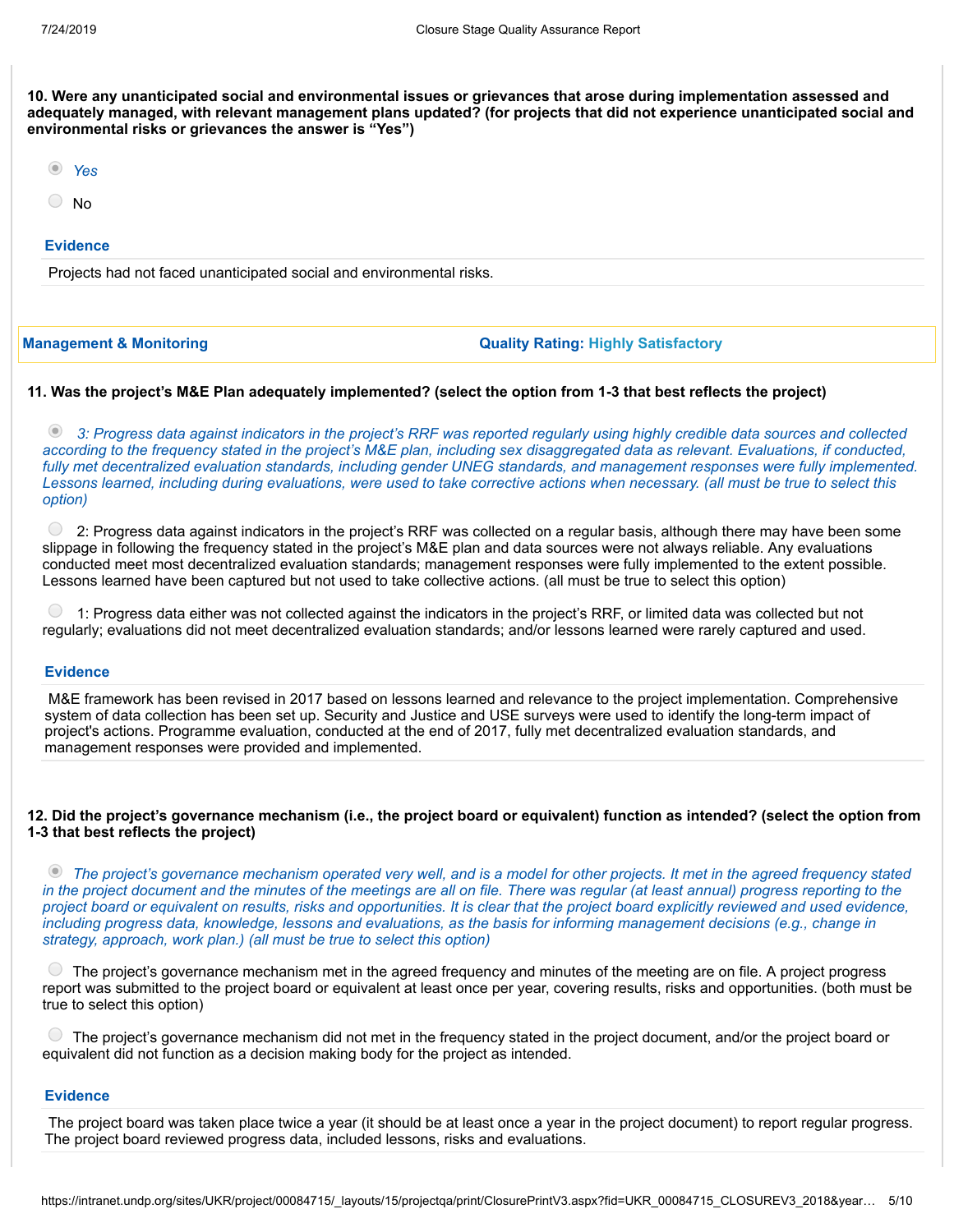**10. Were any unanticipated social and environmental issues or grievances that arose during implementation assessed and adequately managed, with relevant management plans updated? (for projects that did not experience unanticipated social and environmental risks or grievances the answer is "Yes")**

- (●) *Yes*
- ( ) No

**Evidence**

Projects had not faced unanticipated social and environmental risks.

**Management & Monitoring** | **Quality Rating: Highly Satisfactory**

**11. Was the project's M&E Plan adequately implemented? (select the option from 1-3 that best reflects the project)**

- (●) *3: Progress data against indicators in the project's RRF was reported regularly using highly credible data sources and collected according to the frequency stated in the project's M&E plan, including sex disaggregated data as relevant. Evaluations, if conducted, fully met decentralized evaluation standards, including gender UNEG standards, and management responses were fully implemented. Lessons learned, including during evaluations, were used to take corrective actions when necessary. (all must be true to select this option)*
- ( ) 2: Progress data against indicators in the project's RRF was collected on a regular basis, although there may have been some slippage in following the frequency stated in the project's M&E plan and data sources were not always reliable. Any evaluations conducted meet most decentralized evaluation standards; management responses were fully implemented to the extent possible. Lessons learned have been captured but not used to take collective actions. (all must be true to select this option)
- ( ) 1: Progress data either was not collected against the indicators in the project's RRF, or limited data was collected but not regularly; evaluations did not meet decentralized evaluation standards; and/or lessons learned were rarely captured and used.

**Evidence**

M&E framework has been revised in 2017 based on lessons learned and relevance to the project implementation. Comprehensive system of data collection has been set up. Security and Justice and USE surveys were used to identify the long-term impact of project's actions. Programme evaluation, conducted at the end of 2017, fully met decentralized evaluation standards, and management responses were provided and implemented.

**12. Did the project's governance mechanism (i.e., the project board or equivalent) function as intended? (select the option from 1-3 that best reflects the project)**

- (●) *The project's governance mechanism operated very well, and is a model for other projects. It met in the agreed frequency stated in the project document and the minutes of the meetings are all on file. There was regular (at least annual) progress reporting to the project board or equivalent on results, risks and opportunities. It is clear that the project board explicitly reviewed and used evidence, including progress data, knowledge, lessons and evaluations, as the basis for informing management decisions (e.g., change in strategy, approach, work plan.) (all must be true to select this option)*
- ( ) The project's governance mechanism met in the agreed frequency and minutes of the meeting are on file. A project progress report was submitted to the project board or equivalent at least once per year, covering results, risks and opportunities. (both must be true to select this option)
- ( ) The project's governance mechanism did not met in the frequency stated in the project document, and/or the project board or equivalent did not function as a decision making body for the project as intended.

**Evidence**

The project board was taken place twice a year (it should be at least once a year in the project document) to report regular progress. The project board reviewed progress data, included lessons, risks and evaluations.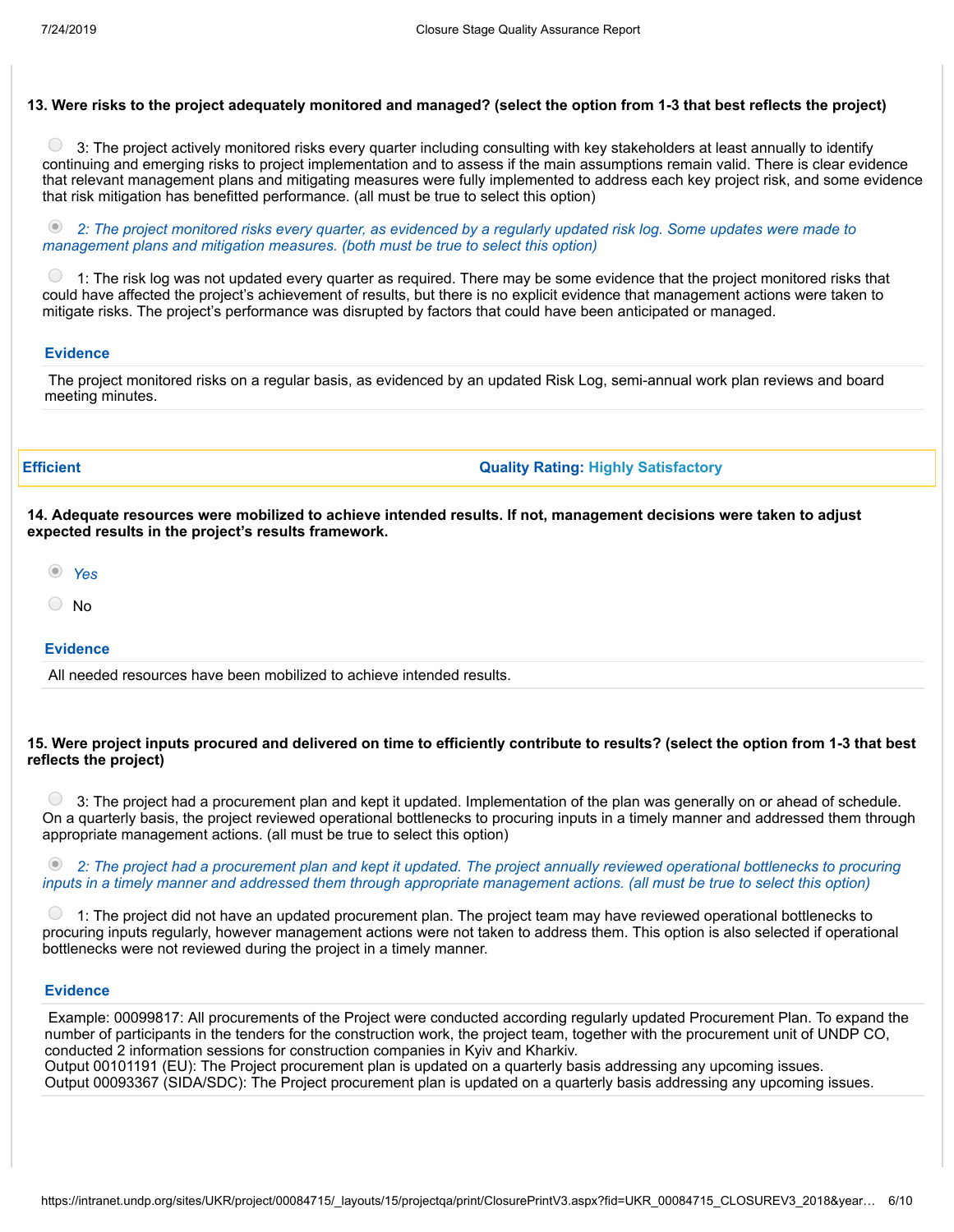**13. Were risks to the project adequately monitored and managed? (select the option from 1-3 that best reflects the project)**

- [ ] 3: The project actively monitored risks every quarter including consulting with key stakeholders at least annually to identify continuing and emerging risks to project implementation and to assess if the main assumptions remain valid. There is clear evidence that relevant management plans and mitigating measures were fully implemented to address each key project risk, and some evidence that risk mitigation has benefitted performance. (all must be true to select this option)

- [x] *2: The project monitored risks every quarter, as evidenced by a regularly updated risk log. Some updates were made to management plans and mitigation measures. (both must be true to select this option)*

- [ ] 1: The risk log was not updated every quarter as required. There may be some evidence that the project monitored risks that could have affected the project's achievement of results, but there is no explicit evidence that management actions were taken to mitigate risks. The project's performance was disrupted by factors that could have been anticipated or managed.

**Evidence**

The project monitored risks on a regular basis, as evidenced by an updated Risk Log, semi-annual work plan reviews and board meeting minutes.

| **Efficient** | **Quality Rating: Highly Satisfactory** |
|---|---|

**14. Adequate resources were mobilized to achieve intended results. If not, management decisions were taken to adjust expected results in the project's results framework.**

- [x] *Yes*
- [ ] No

**Evidence**

All needed resources have been mobilized to achieve intended results.

**15. Were project inputs procured and delivered on time to efficiently contribute to results? (select the option from 1-3 that best reflects the project)**

- [ ] 3: The project had a procurement plan and kept it updated. Implementation of the plan was generally on or ahead of schedule. On a quarterly basis, the project reviewed operational bottlenecks to procuring inputs in a timely manner and addressed them through appropriate management actions. (all must be true to select this option)

- [x] *2: The project had a procurement plan and kept it updated. The project annually reviewed operational bottlenecks to procuring inputs in a timely manner and addressed them through appropriate management actions. (all must be true to select this option)*

- [ ] 1: The project did not have an updated procurement plan. The project team may have reviewed operational bottlenecks to procuring inputs regularly, however management actions were not taken to address them. This option is also selected if operational bottlenecks were not reviewed during the project in a timely manner.

**Evidence**

Example: 00099817: All procurements of the Project were conducted according regularly updated Procurement Plan. To expand the number of participants in the tenders for the construction work, the project team, together with the procurement unit of UNDP CO, conducted 2 information sessions for construction companies in Kyiv and Kharkiv.
Output 00101191 (EU): The Project procurement plan is updated on a quarterly basis addressing any upcoming issues.
Output 00093367 (SIDA/SDC): The Project procurement plan is updated on a quarterly basis addressing any upcoming issues.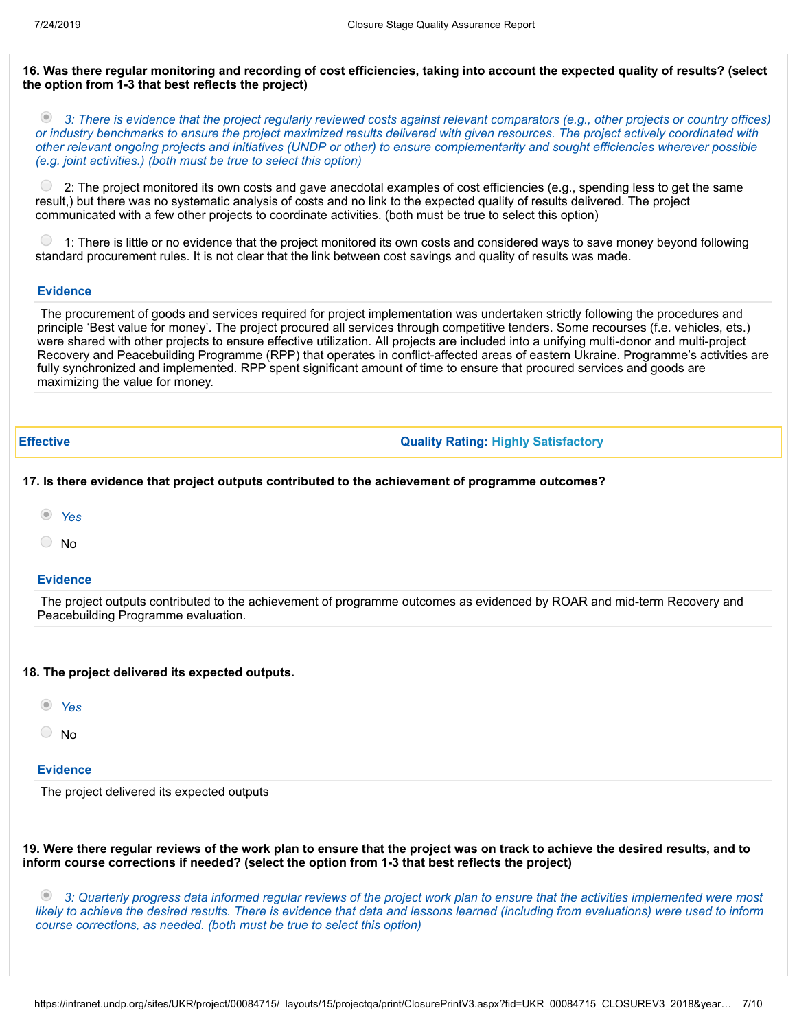**16. Was there regular monitoring and recording of cost efficiencies, taking into account the expected quality of results? (select the option from 1-3 that best reflects the project)**

- (selected) *3: There is evidence that the project regularly reviewed costs against relevant comparators (e.g., other projects or country offices) or industry benchmarks to ensure the project maximized results delivered with given resources. The project actively coordinated with other relevant ongoing projects and initiatives (UNDP or other) to ensure complementarity and sought efficiencies wherever possible (e.g. joint activities.) (both must be true to select this option)*
- 2: The project monitored its own costs and gave anecdotal examples of cost efficiencies (e.g., spending less to get the same result,) but there was no systematic analysis of costs and no link to the expected quality of results delivered. The project communicated with a few other projects to coordinate activities. (both must be true to select this option)
- 1: There is little or no evidence that the project monitored its own costs and considered ways to save money beyond following standard procurement rules. It is not clear that the link between cost savings and quality of results was made.

**Evidence**

The procurement of goods and services required for project implementation was undertaken strictly following the procedures and principle 'Best value for money'. The project procured all services through competitive tenders. Some recourses (f.e. vehicles, ets.) were shared with other projects to ensure effective utilization. All projects are included into a unifying multi-donor and multi-project Recovery and Peacebuilding Programme (RPP) that operates in conflict-affected areas of eastern Ukraine. Programme's activities are fully synchronized and implemented. RPP spent significant amount of time to ensure that procured services and goods are maximizing the value for money.

## Effective — Quality Rating: Highly Satisfactory

**17. Is there evidence that project outputs contributed to the achievement of programme outcomes?**

- (selected) *Yes*
- No

**Evidence**

The project outputs contributed to the achievement of programme outcomes as evidenced by ROAR and mid-term Recovery and Peacebuilding Programme evaluation.

**18. The project delivered its expected outputs.**

- (selected) *Yes*
- No

**Evidence**

The project delivered its expected outputs

**19. Were there regular reviews of the work plan to ensure that the project was on track to achieve the desired results, and to inform course corrections if needed? (select the option from 1-3 that best reflects the project)**

- (selected) *3: Quarterly progress data informed regular reviews of the project work plan to ensure that the activities implemented were most likely to achieve the desired results. There is evidence that data and lessons learned (including from evaluations) were used to inform course corrections, as needed. (both must be true to select this option)*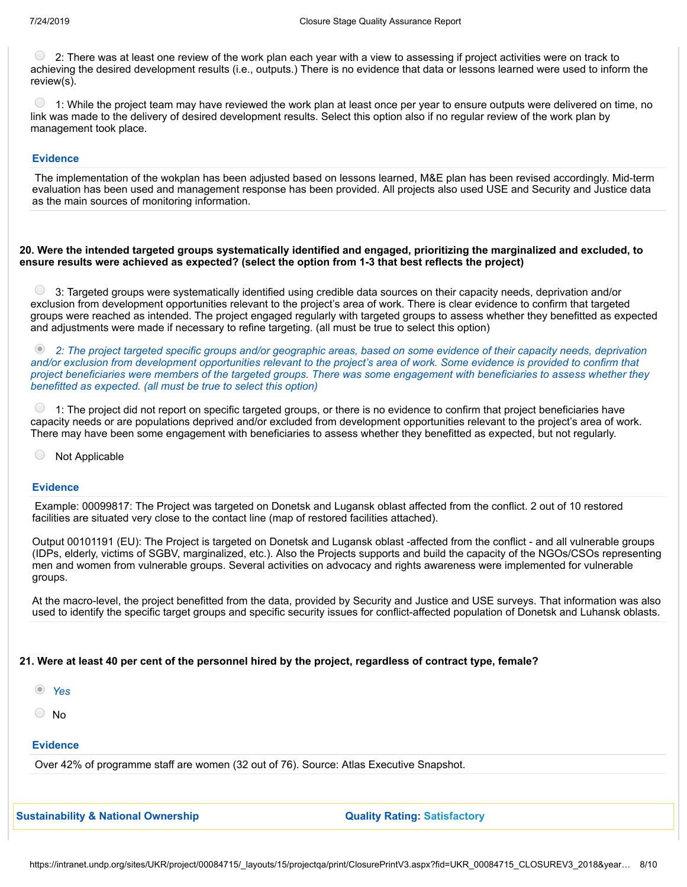- [ ] 2: There was at least one review of the work plan each year with a view to assessing if project activities were on track to achieving the desired development results (i.e., outputs.) There is no evidence that data or lessons learned were used to inform the review(s).

- [ ] 1: While the project team may have reviewed the work plan at least once per year to ensure outputs were delivered on time, no link was made to the delivery of desired development results. Select this option also if no regular review of the work plan by management took place.

**Evidence**

The implementation of the wokplan has been adjusted based on lessons learned, M&E plan has been revised accordingly. Mid-term evaluation has been used and management response has been provided. All projects also used USE and Security and Justice data as the main sources of monitoring information.

**20. Were the intended targeted groups systematically identified and engaged, prioritizing the marginalized and excluded, to ensure results were achieved as expected? (select the option from 1-3 that best reflects the project)**

- [ ] 3: Targeted groups were systematically identified using credible data sources on their capacity needs, deprivation and/or exclusion from development opportunities relevant to the project's area of work. There is clear evidence to confirm that targeted groups were reached as intended. The project engaged regularly with targeted groups to assess whether they benefitted as expected and adjustments were made if necessary to refine targeting. (all must be true to select this option)

- [x] *2: The project targeted specific groups and/or geographic areas, based on some evidence of their capacity needs, deprivation and/or exclusion from development opportunities relevant to the project's area of work. Some evidence is provided to confirm that project beneficiaries were members of the targeted groups. There was some engagement with beneficiaries to assess whether they benefitted as expected. (all must be true to select this option)*

- [ ] 1: The project did not report on specific targeted groups, or there is no evidence to confirm that project beneficiaries have capacity needs or are populations deprived and/or excluded from development opportunities relevant to the project's area of work. There may have been some engagement with beneficiaries to assess whether they benefitted as expected, but not regularly.

- [ ] Not Applicable

**Evidence**

Example: 00099817: The Project was targeted on Donetsk and Lugansk oblast affected from the conflict. 2 out of 10 restored facilities are situated very close to the contact line (map of restored facilities attached).

Output 00101191 (EU): The Project is targeted on Donetsk and Lugansk oblast -affected from the conflict - and all vulnerable groups (IDPs, elderly, victims of SGBV, marginalized, etc.). Also the Projects supports and build the capacity of the NGOs/CSOs representing men and women from vulnerable groups. Several activities on advocacy and rights awareness were implemented for vulnerable groups.

At the macro-level, the project benefitted from the data, provided by Security and Justice and USE surveys. That information was also used to identify the specific target groups and specific security issues for conflict-affected population of Donetsk and Luhansk oblasts.

**21. Were at least 40 per cent of the personnel hired by the project, regardless of contract type, female?**

- [x] *Yes*
- [ ] No

**Evidence**

Over 42% of programme staff are women (32 out of 76). Source: Atlas Executive Snapshot.

**Sustainability & National Ownership** — **Quality Rating: Satisfactory**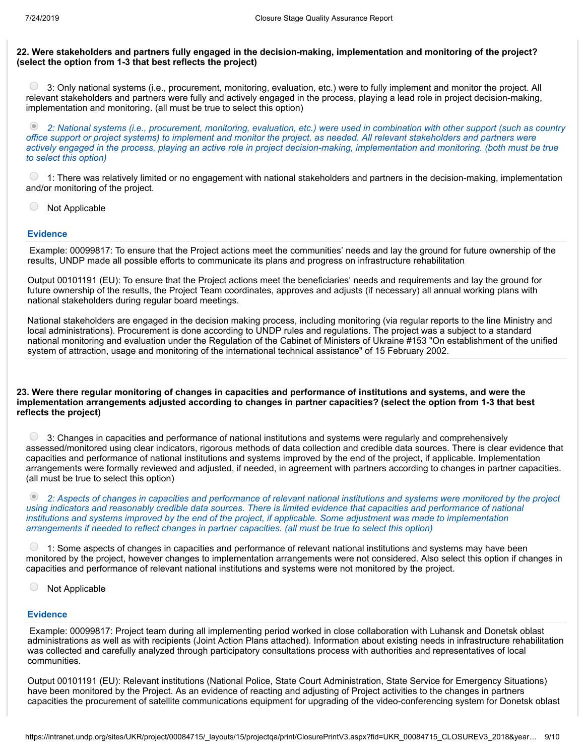**22. Were stakeholders and partners fully engaged in the decision-making, implementation and monitoring of the project? (select the option from 1-3 that best reflects the project)**

- ○ 3: Only national systems (i.e., procurement, monitoring, evaluation, etc.) were to fully implement and monitor the project. All relevant stakeholders and partners were fully and actively engaged in the process, playing a lead role in project decision-making, implementation and monitoring. (all must be true to select this option)

- ◉ *2: National systems (i.e., procurement, monitoring, evaluation, etc.) were used in combination with other support (such as country office support or project systems) to implement and monitor the project, as needed. All relevant stakeholders and partners were actively engaged in the process, playing an active role in project decision-making, implementation and monitoring. (both must be true to select this option)*

- ○ 1: There was relatively limited or no engagement with national stakeholders and partners in the decision-making, implementation and/or monitoring of the project.

- ○ Not Applicable

### Evidence

Example: 00099817: To ensure that the Project actions meet the communities' needs and lay the ground for future ownership of the results, UNDP made all possible efforts to communicate its plans and progress on infrastructure rehabilitation

Output 00101191 (EU): To ensure that the Project actions meet the beneficiaries' needs and requirements and lay the ground for future ownership of the results, the Project Team coordinates, approves and adjusts (if necessary) all annual working plans with national stakeholders during regular board meetings.

National stakeholders are engaged in the decision making process, including monitoring (via regular reports to the line Ministry and local administrations). Procurement is done according to UNDP rules and regulations. The project was a subject to a standard national monitoring and evaluation under the Regulation of the Cabinet of Ministers of Ukraine #153 "On establishment of the unified system of attraction, usage and monitoring of the international technical assistance" of 15 February 2002.

**23. Were there regular monitoring of changes in capacities and performance of institutions and systems, and were the implementation arrangements adjusted according to changes in partner capacities? (select the option from 1-3 that best reflects the project)**

- ○ 3: Changes in capacities and performance of national institutions and systems were regularly and comprehensively assessed/monitored using clear indicators, rigorous methods of data collection and credible data sources. There is clear evidence that capacities and performance of national institutions and systems improved by the end of the project, if applicable. Implementation arrangements were formally reviewed and adjusted, if needed, in agreement with partners according to changes in partner capacities. (all must be true to select this option)

- ◉ *2: Aspects of changes in capacities and performance of relevant national institutions and systems were monitored by the project using indicators and reasonably credible data sources. There is limited evidence that capacities and performance of national institutions and systems improved by the end of the project, if applicable. Some adjustment was made to implementation arrangements if needed to reflect changes in partner capacities. (all must be true to select this option)*

- ○ 1: Some aspects of changes in capacities and performance of relevant national institutions and systems may have been monitored by the project, however changes to implementation arrangements were not considered. Also select this option if changes in capacities and performance of relevant national institutions and systems were not monitored by the project.

- ○ Not Applicable

### Evidence

Example: 00099817: Project team during all implementing period worked in close collaboration with Luhansk and Donetsk oblast administrations as well as with recipients (Joint Action Plans attached). Information about existing needs in infrastructure rehabilitation was collected and carefully analyzed through participatory consultations process with authorities and representatives of local communities.

Output 00101191 (EU): Relevant institutions (National Police, State Court Administration, State Service for Emergency Situations) have been monitored by the Project. As an evidence of reacting and adjusting of Project activities to the changes in partners capacities the procurement of satellite communications equipment for upgrading of the video-conferencing system for Donetsk oblast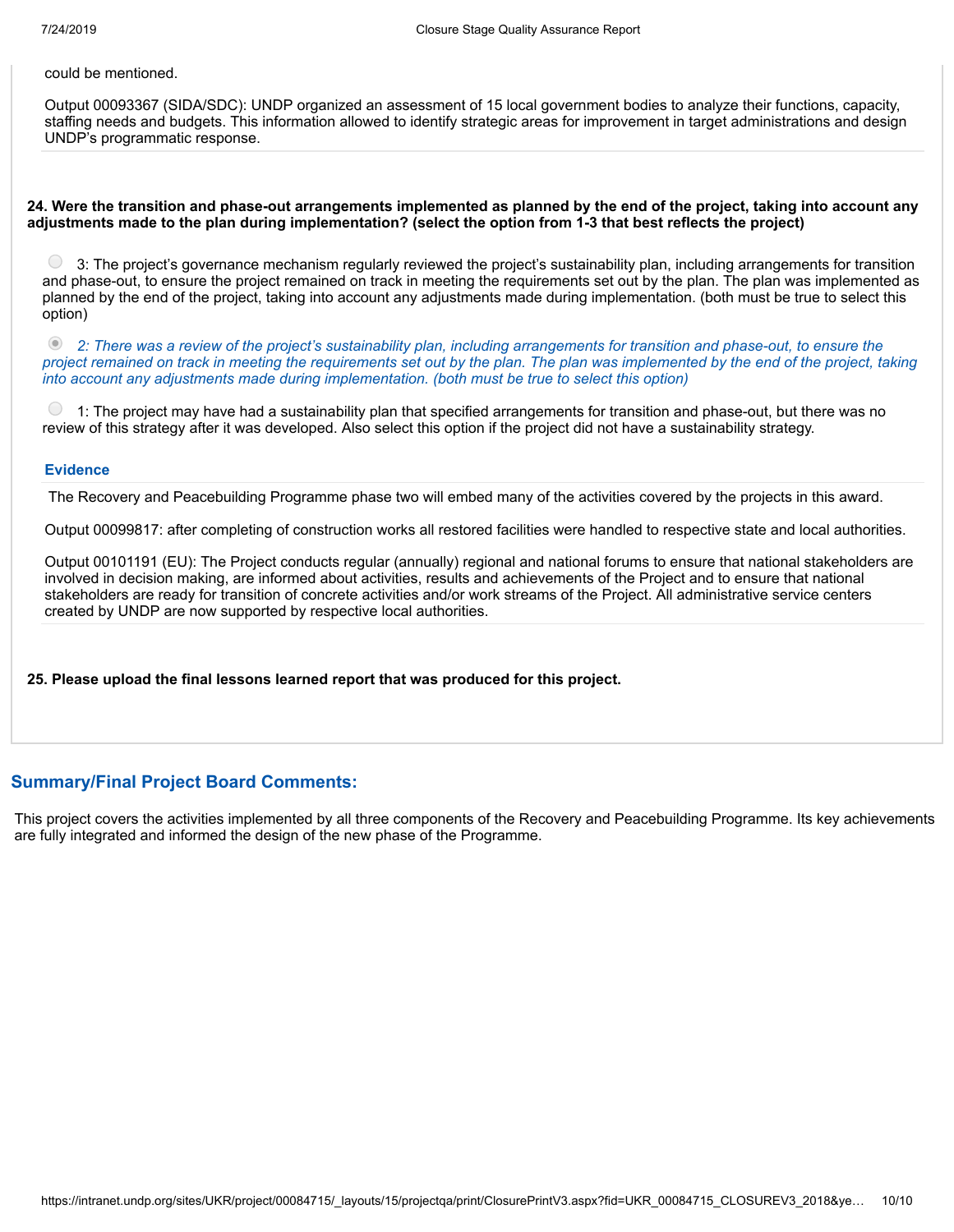could be mentioned.

Output 00093367 (SIDA/SDC): UNDP organized an assessment of 15 local government bodies to analyze their functions, capacity, staffing needs and budgets. This information allowed to identify strategic areas for improvement in target administrations and design UNDP's programmatic response.

**24. Were the transition and phase-out arrangements implemented as planned by the end of the project, taking into account any adjustments made to the plan during implementation? (select the option from 1-3 that best reflects the project)**

- ○ 3: The project's governance mechanism regularly reviewed the project's sustainability plan, including arrangements for transition and phase-out, to ensure the project remained on track in meeting the requirements set out by the plan. The plan was implemented as planned by the end of the project, taking into account any adjustments made during implementation. (both must be true to select this option)
- ◉ *2: There was a review of the project's sustainability plan, including arrangements for transition and phase-out, to ensure the project remained on track in meeting the requirements set out by the plan. The plan was implemented by the end of the project, taking into account any adjustments made during implementation. (both must be true to select this option)*
- ○ 1: The project may have had a sustainability plan that specified arrangements for transition and phase-out, but there was no review of this strategy after it was developed. Also select this option if the project did not have a sustainability strategy.

**Evidence**

The Recovery and Peacebuilding Programme phase two will embed many of the activities covered by the projects in this award.

Output 00099817: after completing of construction works all restored facilities were handled to respective state and local authorities.

Output 00101191 (EU): The Project conducts regular (annually) regional and national forums to ensure that national stakeholders are involved in decision making, are informed about activities, results and achievements of the Project and to ensure that national stakeholders are ready for transition of concrete activities and/or work streams of the Project. All administrative service centers created by UNDP are now supported by respective local authorities.

**25. Please upload the final lessons learned report that was produced for this project.**

## Summary/Final Project Board Comments:

This project covers the activities implemented by all three components of the Recovery and Peacebuilding Programme. Its key achievements are fully integrated and informed the design of the new phase of the Programme.